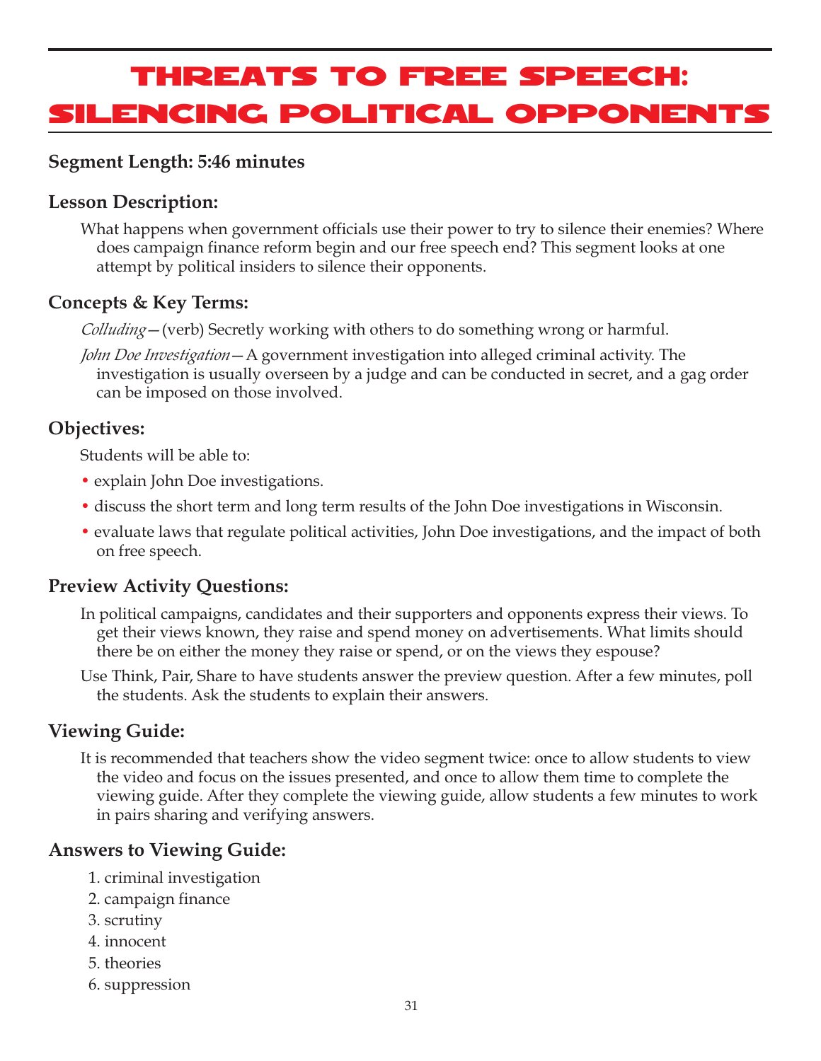# Threats to Free Speech: Silencing Political Opponents

## Segment Length: 5:46 minutes

## Lesson Description:

What happens when government officials use their power to try to silence their enemies? Where does campaign finance reform begin and our free speech end? This segment looks at one attempt by political insiders to silence their opponents.

## Concepts & Key Terms:

*Colluding*—(verb) Secretly working with others to do something wrong or harmful.

*John Doe Investigation*—A government investigation into alleged criminal activity. The investigation is usually overseen by a judge and can be conducted in secret, and a gag order can be imposed on those involved.

## Objectives:

Students will be able to:

- explain John Doe investigations.
- discuss the short term and long term results of the John Doe investigations in Wisconsin.
- evaluate laws that regulate political activities, John Doe investigations, and the impact of both on free speech.

## Preview Activity Questions:

In political campaigns, candidates and their supporters and opponents express their views. To get their views known, they raise and spend money on advertisements. What limits should there be on either the money they raise or spend, or on the views they espouse?

Use Think, Pair, Share to have students answer the preview question. After a few minutes, poll the students. Ask the students to explain their answers.

## Viewing Guide:

It is recommended that teachers show the video segment twice: once to allow students to view the video and focus on the issues presented, and once to allow them time to complete the viewing guide. After they complete the viewing guide, allow students a few minutes to work in pairs sharing and verifying answers.

## Answers to Viewing Guide:

1. criminal investigation
2. campaign finance
3. scrutiny
4. innocent
5. theories
6. suppression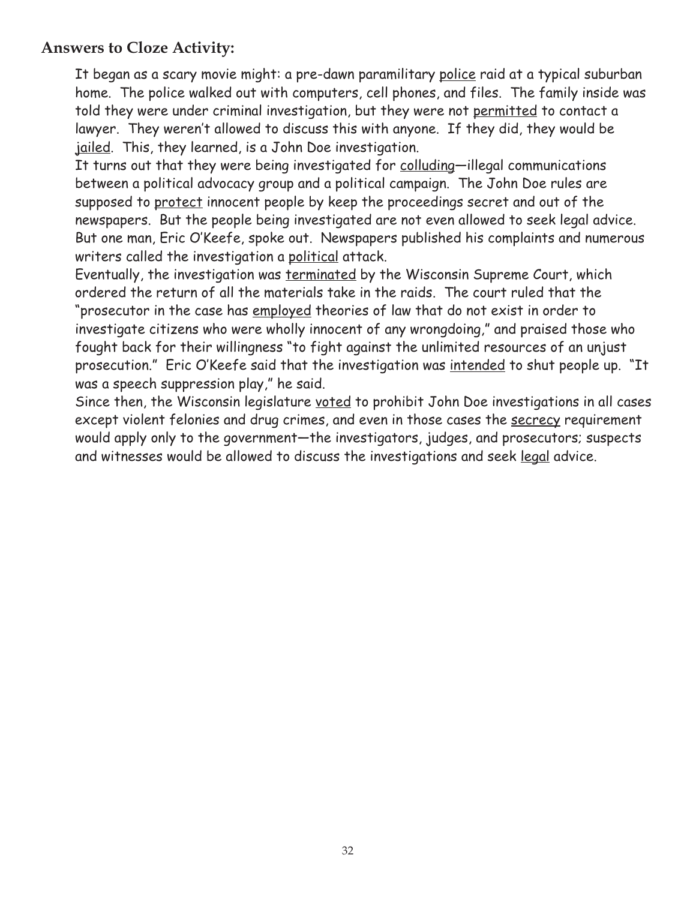## Answers to Cloze Activity:

It began as a scary movie might: a pre-dawn paramilitary <u>police</u> raid at a typical suburban home. The police walked out with computers, cell phones, and files. The family inside was told they were under criminal investigation, but they were not <u>permitted</u> to contact a lawyer. They weren't allowed to discuss this with anyone. If they did, they would be <u>jailed</u>. This, they learned, is a John Doe investigation.

It turns out that they were being investigated for <u>colluding</u>—illegal communications between a political advocacy group and a political campaign. The John Doe rules are supposed to <u>protect</u> innocent people by keep the proceedings secret and out of the newspapers. But the people being investigated are not even allowed to seek legal advice. But one man, Eric O'Keefe, spoke out. Newspapers published his complaints and numerous writers called the investigation a <u>political</u> attack.

Eventually, the investigation was <u>terminated</u> by the Wisconsin Supreme Court, which ordered the return of all the materials take in the raids. The court ruled that the "prosecutor in the case has <u>employed</u> theories of law that do not exist in order to investigate citizens who were wholly innocent of any wrongdoing," and praised those who fought back for their willingness "to fight against the unlimited resources of an unjust prosecution." Eric O'Keefe said that the investigation was <u>intended</u> to shut people up. "It was a speech suppression play," he said.

Since then, the Wisconsin legislature <u>voted</u> to prohibit John Doe investigations in all cases except violent felonies and drug crimes, and even in those cases the <u>secrecy</u> requirement would apply only to the government—the investigators, judges, and prosecutors; suspects and witnesses would be allowed to discuss the investigations and seek <u>legal</u> advice.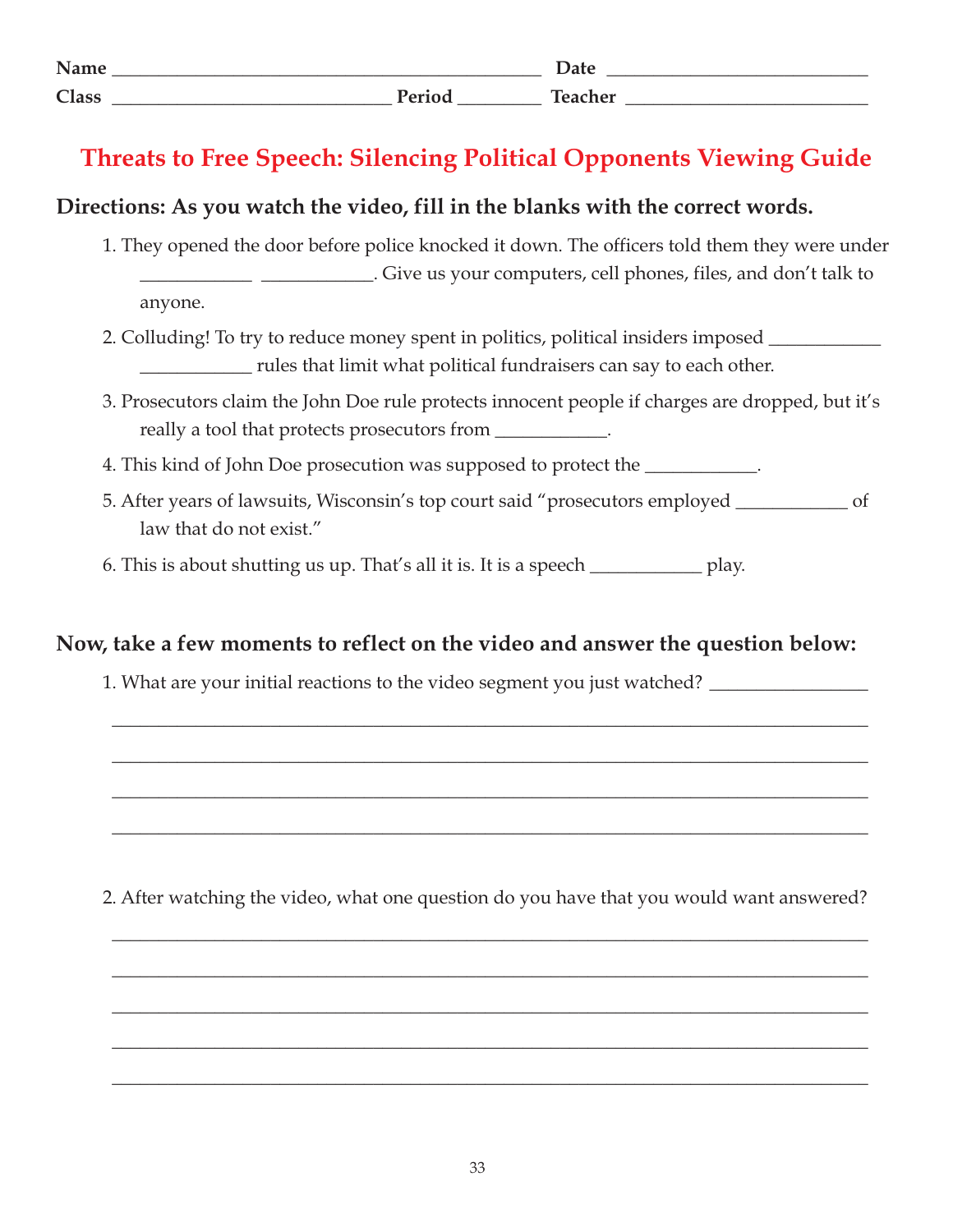Name ______________________________________________ Date ____________________________
Class ______________________________ Period _________ Teacher __________________________

# Threats to Free Speech: Silencing Political Opponents Viewing Guide

**Directions: As you watch the video, fill in the blanks with the correct words.**

1. They opened the door before police knocked it down. The officers told them they were under ____________ ____________. Give us your computers, cell phones, files, and don't talk to anyone.
2. Colluding! To try to reduce money spent in politics, political insiders imposed ____________ ____________ rules that limit what political fundraisers can say to each other.
3. Prosecutors claim the John Doe rule protects innocent people if charges are dropped, but it's really a tool that protects prosecutors from ____________.
4. This kind of John Doe prosecution was supposed to protect the ____________.
5. After years of lawsuits, Wisconsin's top court said "prosecutors employed ____________ of law that do not exist."
6. This is about shutting us up. That's all it is. It is a speech ____________ play.

**Now, take a few moments to reflect on the video and answer the question below:**

1. What are your initial reactions to the video segment you just watched? _________________

_______________________________________________________________________________

_______________________________________________________________________________

_______________________________________________________________________________

_______________________________________________________________________________

2. After watching the video, what one question do you have that you would want answered?

_______________________________________________________________________________

_______________________________________________________________________________

_______________________________________________________________________________

_______________________________________________________________________________

_______________________________________________________________________________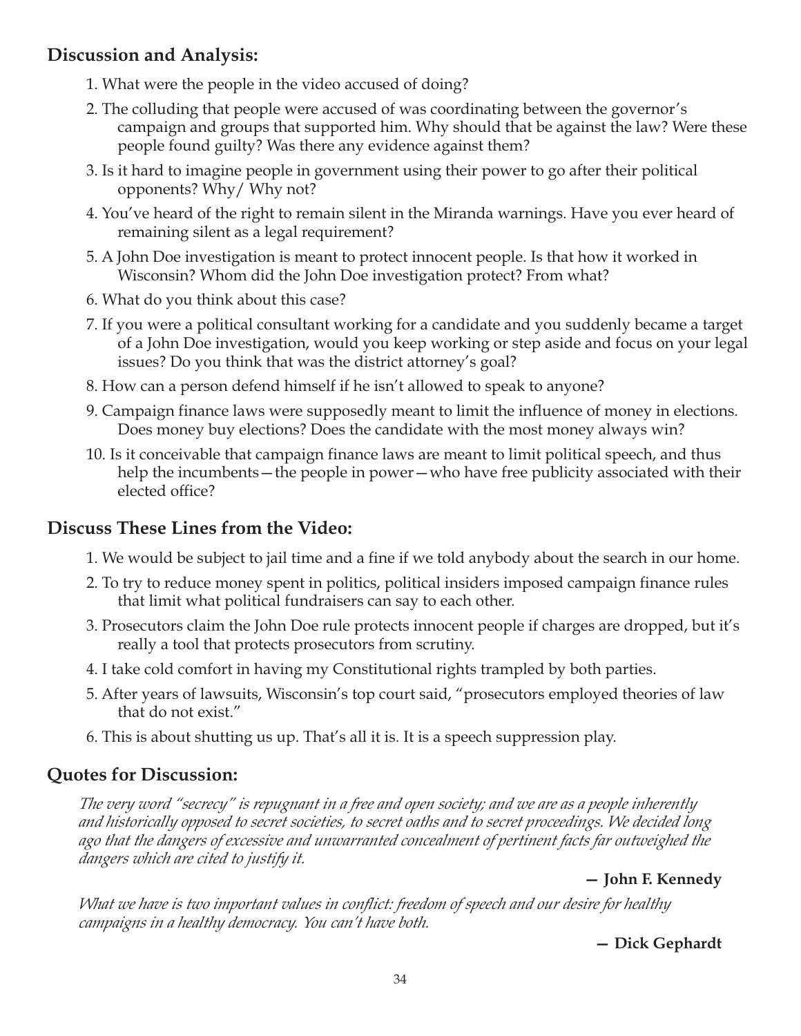## Discussion and Analysis:

1. What were the people in the video accused of doing?
2. The colluding that people were accused of was coordinating between the governor's campaign and groups that supported him. Why should that be against the law? Were these people found guilty? Was there any evidence against them?
3. Is it hard to imagine people in government using their power to go after their political opponents? Why/ Why not?
4. You've heard of the right to remain silent in the Miranda warnings. Have you ever heard of remaining silent as a legal requirement?
5. A John Doe investigation is meant to protect innocent people. Is that how it worked in Wisconsin? Whom did the John Doe investigation protect? From what?
6. What do you think about this case?
7. If you were a political consultant working for a candidate and you suddenly became a target of a John Doe investigation, would you keep working or step aside and focus on your legal issues? Do you think that was the district attorney's goal?
8. How can a person defend himself if he isn't allowed to speak to anyone?
9. Campaign finance laws were supposedly meant to limit the influence of money in elections. Does money buy elections? Does the candidate with the most money always win?
10. Is it conceivable that campaign finance laws are meant to limit political speech, and thus help the incumbents—the people in power—who have free publicity associated with their elected office?

## Discuss These Lines from the Video:

1. We would be subject to jail time and a fine if we told anybody about the search in our home.
2. To try to reduce money spent in politics, political insiders imposed campaign finance rules that limit what political fundraisers can say to each other.
3. Prosecutors claim the John Doe rule protects innocent people if charges are dropped, but it's really a tool that protects prosecutors from scrutiny.
4. I take cold comfort in having my Constitutional rights trampled by both parties.
5. After years of lawsuits, Wisconsin's top court said, "prosecutors employed theories of law that do not exist."
6. This is about shutting us up. That's all it is. It is a speech suppression play.

## Quotes for Discussion:

*The very word "secrecy" is repugnant in a free and open society; and we are as a people inherently and historically opposed to secret societies, to secret oaths and to secret proceedings. We decided long ago that the dangers of excessive and unwarranted concealment of pertinent facts far outweighed the dangers which are cited to justify it.*

**— John F. Kennedy**

*What we have is two important values in conflict: freedom of speech and our desire for healthy campaigns in a healthy democracy. You can't have both.*

**— Dick Gephardt**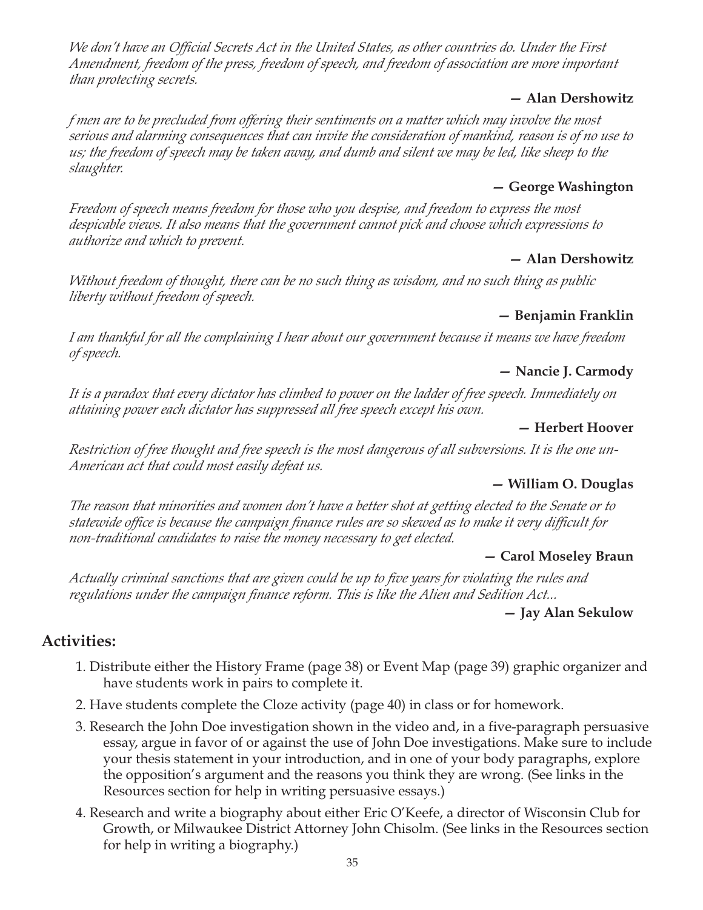*We don't have an Official Secrets Act in the United States, as other countries do. Under the First Amendment, freedom of the press, freedom of speech, and freedom of association are more important than protecting secrets.*

**— Alan Dershowitz**

*f men are to be precluded from offering their sentiments on a matter which may involve the most serious and alarming consequences that can invite the consideration of mankind, reason is of no use to us; the freedom of speech may be taken away, and dumb and silent we may be led, like sheep to the slaughter.*

**— George Washington**

*Freedom of speech means freedom for those who you despise, and freedom to express the most despicable views. It also means that the government cannot pick and choose which expressions to authorize and which to prevent.*

**— Alan Dershowitz**

*Without freedom of thought, there can be no such thing as wisdom, and no such thing as public liberty without freedom of speech.*

**— Benjamin Franklin**

*I am thankful for all the complaining I hear about our government because it means we have freedom of speech.*

**— Nancie J. Carmody**

*It is a paradox that every dictator has climbed to power on the ladder of free speech. Immediately on attaining power each dictator has suppressed all free speech except his own.*

**— Herbert Hoover**

*Restriction of free thought and free speech is the most dangerous of all subversions. It is the one un-American act that could most easily defeat us.*

**— William O. Douglas**

*The reason that minorities and women don't have a better shot at getting elected to the Senate or to statewide office is because the campaign finance rules are so skewed as to make it very difficult for non-traditional candidates to raise the money necessary to get elected.*

**— Carol Moseley Braun**

*Actually criminal sanctions that are given could be up to five years for violating the rules and regulations under the campaign finance reform. This is like the Alien and Sedition Act...*

**— Jay Alan Sekulow**

## Activities:

1. Distribute either the History Frame (page 38) or Event Map (page 39) graphic organizer and have students work in pairs to complete it.
2. Have students complete the Cloze activity (page 40) in class or for homework.
3. Research the John Doe investigation shown in the video and, in a five-paragraph persuasive essay, argue in favor of or against the use of John Doe investigations. Make sure to include your thesis statement in your introduction, and in one of your body paragraphs, explore the opposition's argument and the reasons you think they are wrong. (See links in the Resources section for help in writing persuasive essays.)
4. Research and write a biography about either Eric O'Keefe, a director of Wisconsin Club for Growth, or Milwaukee District Attorney John Chisolm. (See links in the Resources section for help in writing a biography.)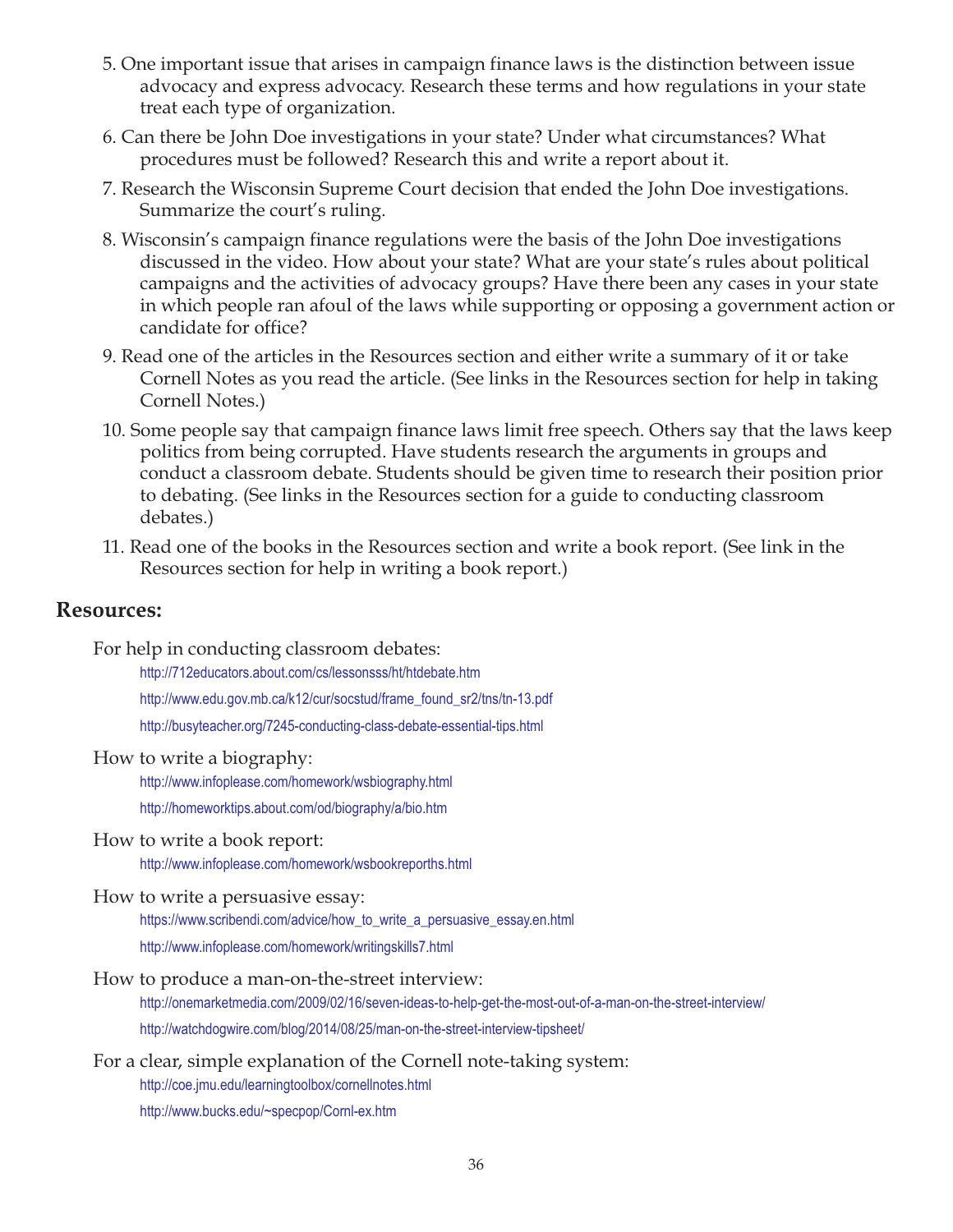5. One important issue that arises in campaign finance laws is the distinction between issue advocacy and express advocacy. Research these terms and how regulations in your state treat each type of organization.
6. Can there be John Doe investigations in your state? Under what circumstances? What procedures must be followed? Research this and write a report about it.
7. Research the Wisconsin Supreme Court decision that ended the John Doe investigations. Summarize the court's ruling.
8. Wisconsin's campaign finance regulations were the basis of the John Doe investigations discussed in the video. How about your state? What are your state's rules about political campaigns and the activities of advocacy groups? Have there been any cases in your state in which people ran afoul of the laws while supporting or opposing a government action or candidate for office?
9. Read one of the articles in the Resources section and either write a summary of it or take Cornell Notes as you read the article. (See links in the Resources section for help in taking Cornell Notes.)
10. Some people say that campaign finance laws limit free speech. Others say that the laws keep politics from being corrupted. Have students research the arguments in groups and conduct a classroom debate. Students should be given time to research their position prior to debating. (See links in the Resources section for a guide to conducting classroom debates.)
11. Read one of the books in the Resources section and write a book report. (See link in the Resources section for help in writing a book report.)

## Resources:

For help in conducting classroom debates:

http://712educators.about.com/cs/lessonsss/ht/htdebate.htm

http://www.edu.gov.mb.ca/k12/cur/socstud/frame_found_sr2/tns/tn-13.pdf

http://busyteacher.org/7245-conducting-class-debate-essential-tips.html

How to write a biography:

http://www.infoplease.com/homework/wsbiography.html

http://homeworktips.about.com/od/biography/a/bio.htm

How to write a book report:

http://www.infoplease.com/homework/wsbookreporths.html

How to write a persuasive essay:

https://www.scribendi.com/advice/how_to_write_a_persuasive_essay.en.html

http://www.infoplease.com/homework/writingskills7.html

How to produce a man-on-the-street interview:

http://onemarketmedia.com/2009/02/16/seven-ideas-to-help-get-the-most-out-of-a-man-on-the-street-interview/

http://watchdogwire.com/blog/2014/08/25/man-on-the-street-interview-tipsheet/

For a clear, simple explanation of the Cornell note-taking system:

http://coe.jmu.edu/learningtoolbox/cornellnotes.html

http://www.bucks.edu/~specpop/Cornl-ex.htm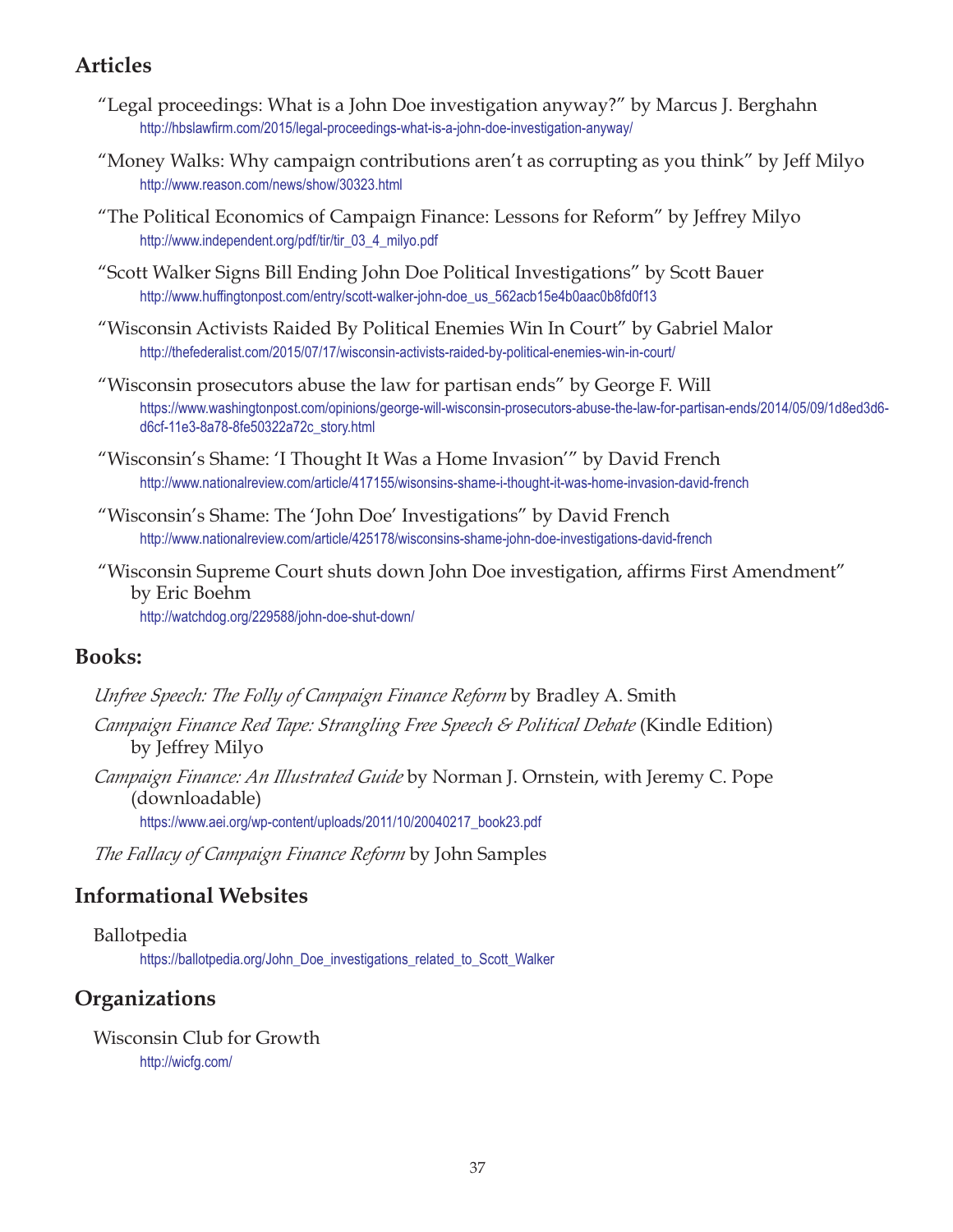## Articles

"Legal proceedings: What is a John Doe investigation anyway?" by Marcus J. Berghahn
http://hbslawfirm.com/2015/legal-proceedings-what-is-a-john-doe-investigation-anyway/

"Money Walks: Why campaign contributions aren't as corrupting as you think" by Jeff Milyo
http://www.reason.com/news/show/30323.html

"The Political Economics of Campaign Finance: Lessons for Reform" by Jeffrey Milyo
http://www.independent.org/pdf/tir/tir_03_4_milyo.pdf

"Scott Walker Signs Bill Ending John Doe Political Investigations" by Scott Bauer
http://www.huffingtonpost.com/entry/scott-walker-john-doe_us_562acb15e4b0aac0b8fd0f13

"Wisconsin Activists Raided By Political Enemies Win In Court" by Gabriel Malor
http://thefederalist.com/2015/07/17/wisconsin-activists-raided-by-political-enemies-win-in-court/

"Wisconsin prosecutors abuse the law for partisan ends" by George F. Will
https://www.washingtonpost.com/opinions/george-will-wisconsin-prosecutors-abuse-the-law-for-partisan-ends/2014/05/09/1d8ed3d6-d6cf-11e3-8a78-8fe50322a72c_story.html

"Wisconsin's Shame: 'I Thought It Was a Home Invasion'" by David French
http://www.nationalreview.com/article/417155/wisonsins-shame-i-thought-it-was-home-invasion-david-french

"Wisconsin's Shame: The 'John Doe' Investigations" by David French
http://www.nationalreview.com/article/425178/wisconsins-shame-john-doe-investigations-david-french

"Wisconsin Supreme Court shuts down John Doe investigation, affirms First Amendment" by Eric Boehm
http://watchdog.org/229588/john-doe-shut-down/

## Books:

*Unfree Speech: The Folly of Campaign Finance Reform* by Bradley A. Smith

*Campaign Finance Red Tape: Strangling Free Speech & Political Debate* (Kindle Edition) by Jeffrey Milyo

*Campaign Finance: An Illustrated Guide* by Norman J. Ornstein, with Jeremy C. Pope (downloadable)
https://www.aei.org/wp-content/uploads/2011/10/20040217_book23.pdf

*The Fallacy of Campaign Finance Reform* by John Samples

## Informational Websites

Ballotpedia
https://ballotpedia.org/John_Doe_investigations_related_to_Scott_Walker

## Organizations

Wisconsin Club for Growth
http://wicfg.com/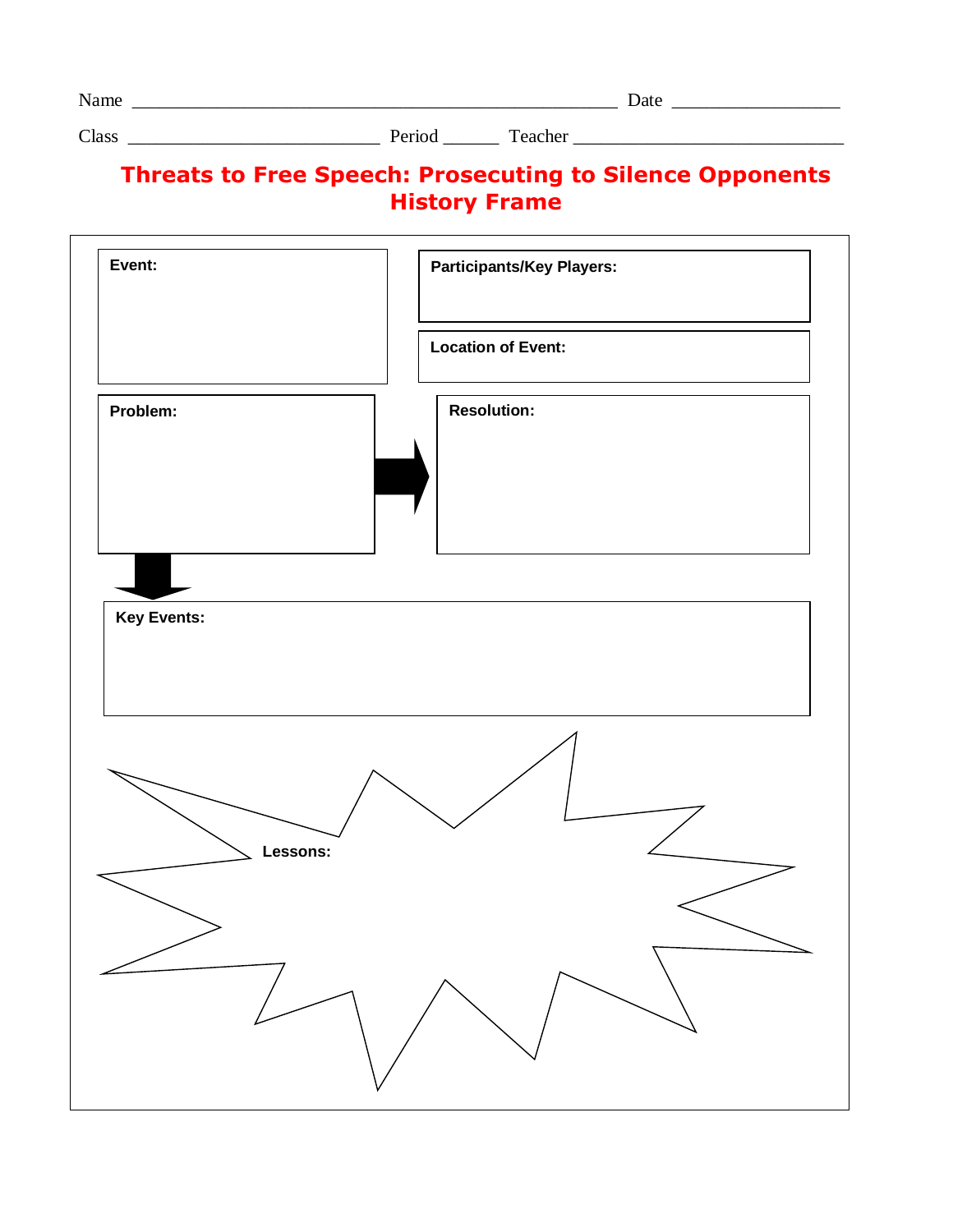Name ________________________________________________ Date ________________

Class _________________________ Period _____ Teacher _______________________

# Threats to Free Speech: Prosecuting to Silence Opponents History Frame

**Event:**

**Participants/Key Players:**

**Location of Event:**

**Problem:**

**Resolution:**

**Key Events:**

**Lessons:**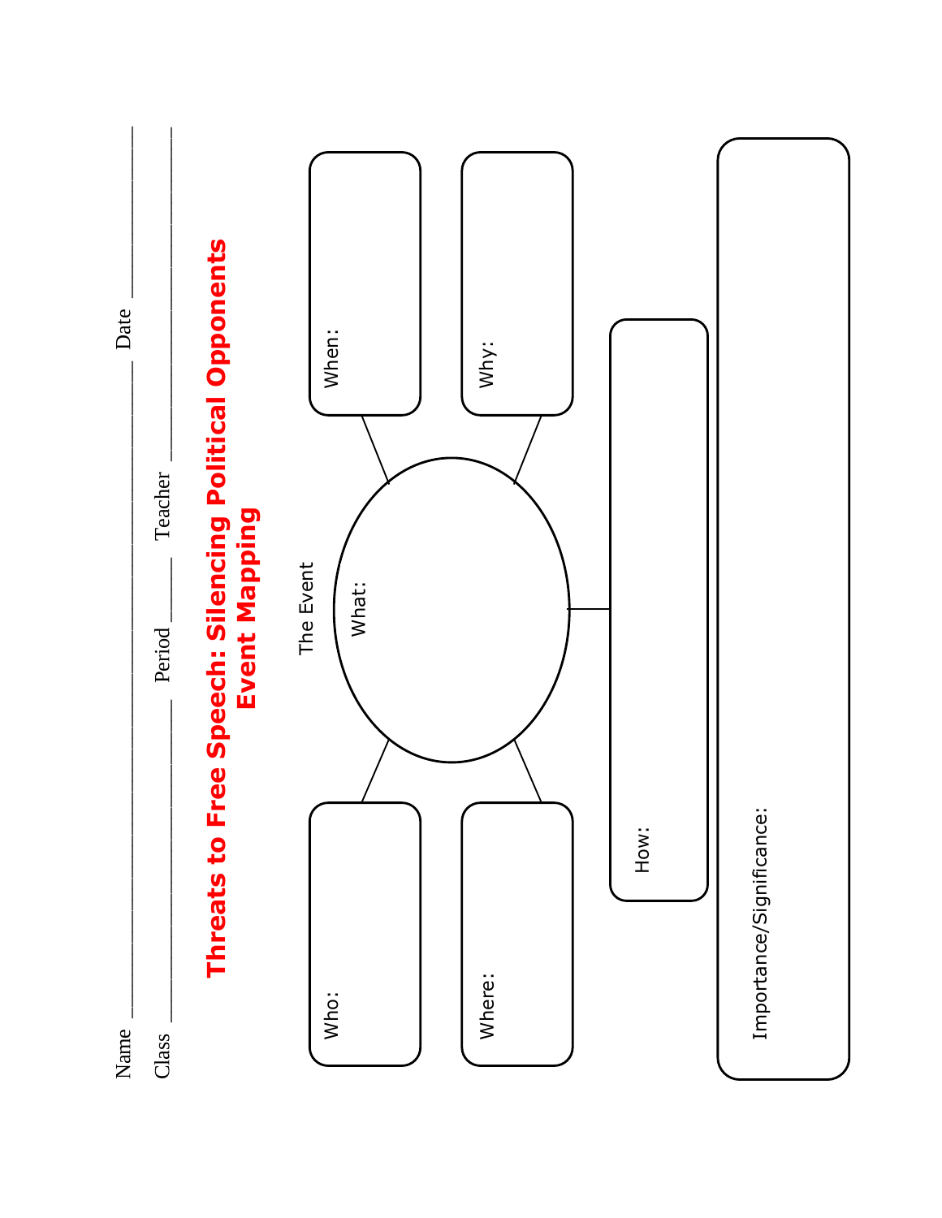Name ______________________________________ Date ______________

Class ______________ Period ______ Teacher ______________________

# Threats to Free Speech: Silencing Political Opponents
## Event Mapping

The Event

Who:

Where:

What:

When:

Why:

How:

Importance/Significance: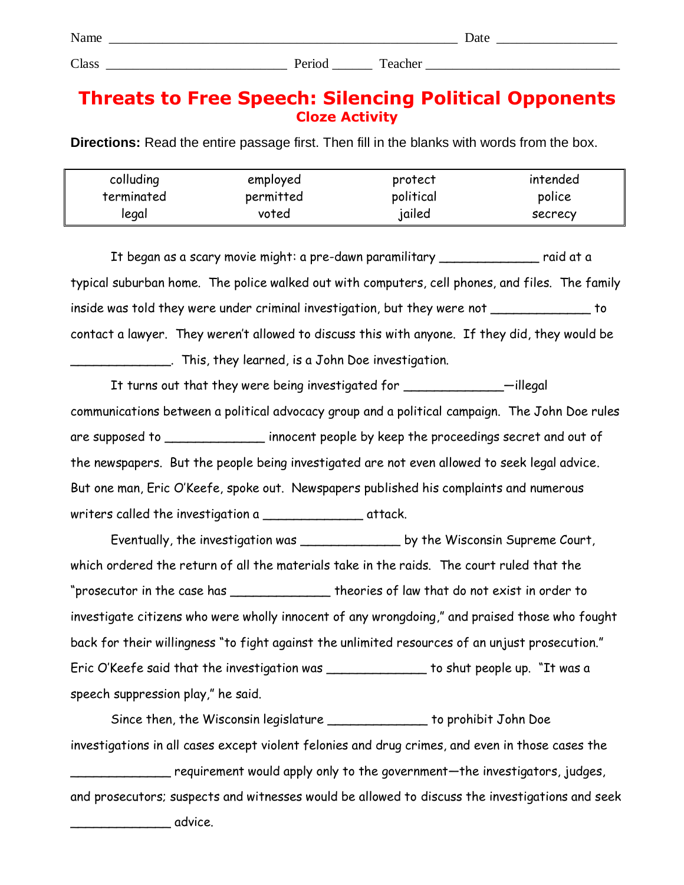Name ______________________________________________________ Date __________________

Class ____________________________ Period ______ Teacher ______________________________

# Threats to Free Speech: Silencing Political Opponents

## Cloze Activity

**Directions:** Read the entire passage first. Then fill in the blanks with words from the box.

| | | | |
|---|---|---|---|
| colluding | employed | protect | intended |
| terminated | permitted | political | police |
| legal | voted | jailed | secrecy |

It began as a scary movie might: a pre-dawn paramilitary _____________ raid at a typical suburban home. The police walked out with computers, cell phones, and files. The family inside was told they were under criminal investigation, but they were not _____________ to contact a lawyer. They weren't allowed to discuss this with anyone. If they did, they would be _____________. This, they learned, is a John Doe investigation.

It turns out that they were being investigated for _____________—illegal communications between a political advocacy group and a political campaign. The John Doe rules are supposed to _____________ innocent people by keep the proceedings secret and out of the newspapers. But the people being investigated are not even allowed to seek legal advice. But one man, Eric O'Keefe, spoke out. Newspapers published his complaints and numerous writers called the investigation a _____________ attack.

Eventually, the investigation was _____________ by the Wisconsin Supreme Court, which ordered the return of all the materials take in the raids. The court ruled that the "prosecutor in the case has _____________ theories of law that do not exist in order to investigate citizens who were wholly innocent of any wrongdoing," and praised those who fought back for their willingness "to fight against the unlimited resources of an unjust prosecution." Eric O'Keefe said that the investigation was _____________ to shut people up. "It was a speech suppression play," he said.

Since then, the Wisconsin legislature _____________ to prohibit John Doe investigations in all cases except violent felonies and drug crimes, and even in those cases the _____________ requirement would apply only to the government—the investigators, judges, and prosecutors; suspects and witnesses would be allowed to discuss the investigations and seek _____________ advice.